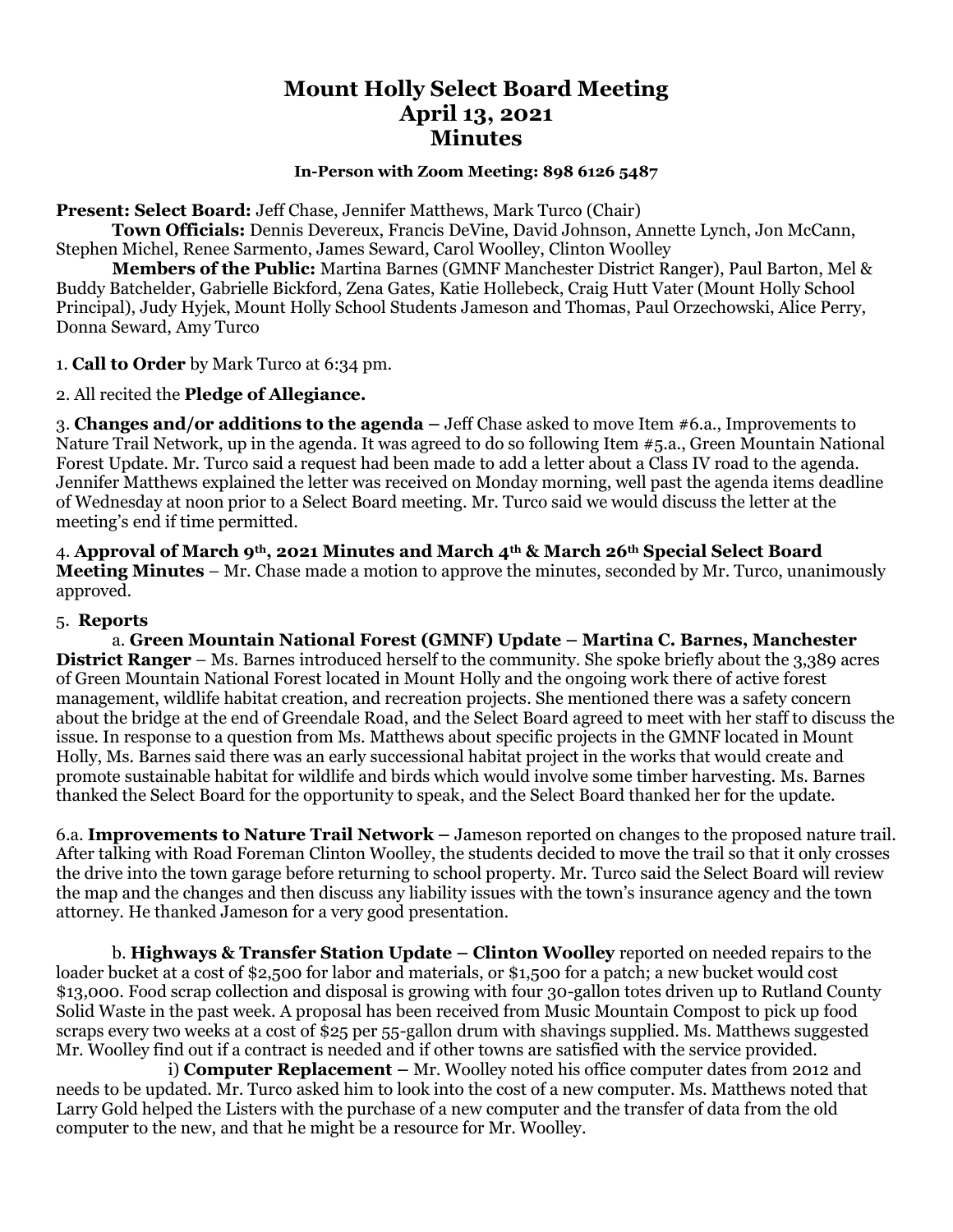# Mount Holly Select Board Meeting
# April 13, 2021
# Minutes

**In-Person with Zoom Meeting: 898 6126 5487**

**Present: Select Board:** Jeff Chase, Jennifer Matthews, Mark Turco (Chair)

**Town Officials:** Dennis Devereux, Francis DeVine, David Johnson, Annette Lynch, Jon McCann, Stephen Michel, Renee Sarmento, James Seward, Carol Woolley, Clinton Woolley

**Members of the Public:** Martina Barnes (GMNF Manchester District Ranger), Paul Barton, Mel & Buddy Batchelder, Gabrielle Bickford, Zena Gates, Katie Hollebeck, Craig Hutt Vater (Mount Holly School Principal), Judy Hyjek, Mount Holly School Students Jameson and Thomas, Paul Orzechowski, Alice Perry, Donna Seward, Amy Turco

1. **Call to Order** by Mark Turco at 6:34 pm.

2. All recited the **Pledge of Allegiance.**

3. **Changes and/or additions to the agenda** – Jeff Chase asked to move Item #6.a., Improvements to Nature Trail Network, up in the agenda. It was agreed to do so following Item #5.a., Green Mountain National Forest Update. Mr. Turco said a request had been made to add a letter about a Class IV road to the agenda. Jennifer Matthews explained the letter was received on Monday morning, well past the agenda items deadline of Wednesday at noon prior to a Select Board meeting. Mr. Turco said we would discuss the letter at the meeting's end if time permitted.

4. **Approval of March 9th, 2021 Minutes and March 4th & March 26th Special Select Board Meeting Minutes** – Mr. Chase made a motion to approve the minutes, seconded by Mr. Turco, unanimously approved.

5. **Reports**

a. **Green Mountain National Forest (GMNF) Update – Martina C. Barnes, Manchester District Ranger** – Ms. Barnes introduced herself to the community. She spoke briefly about the 3,389 acres of Green Mountain National Forest located in Mount Holly and the ongoing work there of active forest management, wildlife habitat creation, and recreation projects. She mentioned there was a safety concern about the bridge at the end of Greendale Road, and the Select Board agreed to meet with her staff to discuss the issue. In response to a question from Ms. Matthews about specific projects in the GMNF located in Mount Holly, Ms. Barnes said there was an early successional habitat project in the works that would create and promote sustainable habitat for wildlife and birds which would involve some timber harvesting. Ms. Barnes thanked the Select Board for the opportunity to speak, and the Select Board thanked her for the update.

6.a. **Improvements to Nature Trail Network –** Jameson reported on changes to the proposed nature trail. After talking with Road Foreman Clinton Woolley, the students decided to move the trail so that it only crosses the drive into the town garage before returning to school property. Mr. Turco said the Select Board will review the map and the changes and then discuss any liability issues with the town's insurance agency and the town attorney. He thanked Jameson for a very good presentation.

b. **Highways & Transfer Station Update – Clinton Woolley** reported on needed repairs to the loader bucket at a cost of $2,500 for labor and materials, or $1,500 for a patch; a new bucket would cost $13,000. Food scrap collection and disposal is growing with four 30-gallon totes driven up to Rutland County Solid Waste in the past week. A proposal has been received from Music Mountain Compost to pick up food scraps every two weeks at a cost of $25 per 55-gallon drum with shavings supplied. Ms. Matthews suggested Mr. Woolley find out if a contract is needed and if other towns are satisfied with the service provided.

i) **Computer Replacement –** Mr. Woolley noted his office computer dates from 2012 and needs to be updated. Mr. Turco asked him to look into the cost of a new computer. Ms. Matthews noted that Larry Gold helped the Listers with the purchase of a new computer and the transfer of data from the old computer to the new, and that he might be a resource for Mr. Woolley.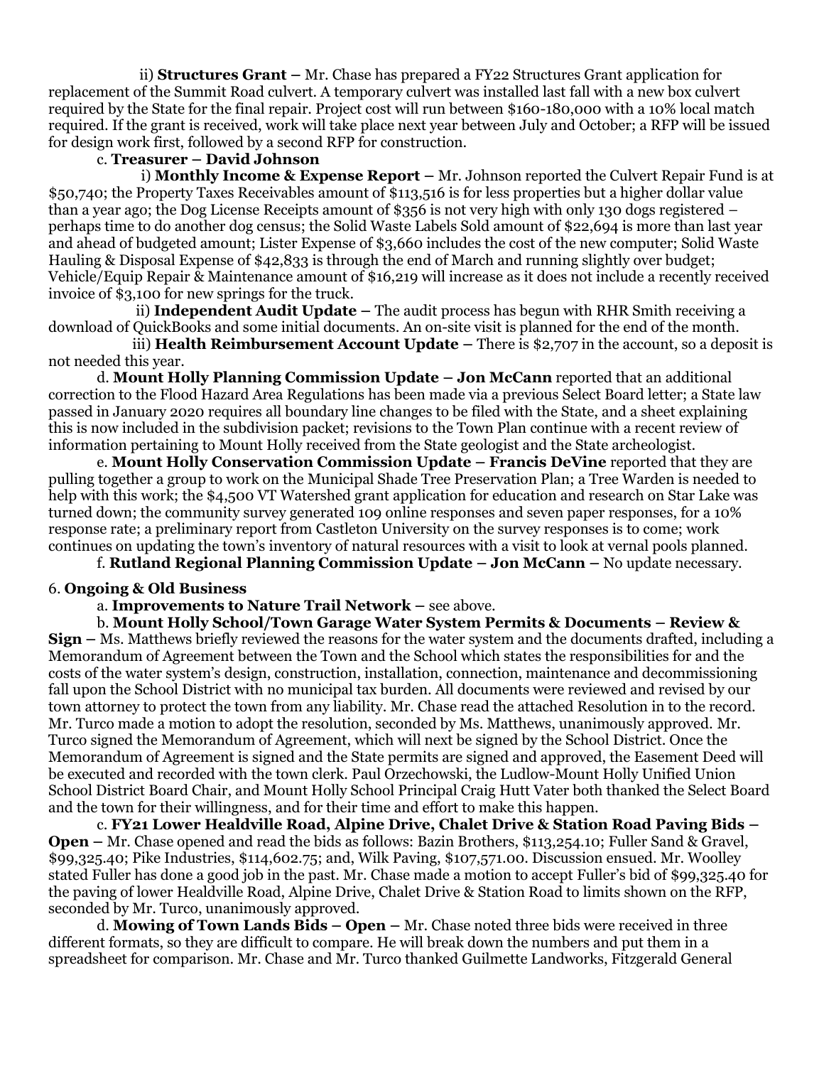ii) **Structures Grant –** Mr. Chase has prepared a FY22 Structures Grant application for replacement of the Summit Road culvert. A temporary culvert was installed last fall with a new box culvert required by the State for the final repair. Project cost will run between $160-180,000 with a 10% local match required. If the grant is received, work will take place next year between July and October; a RFP will be issued for design work first, followed by a second RFP for construction.

c. **Treasurer – David Johnson**

i) **Monthly Income & Expense Report –** Mr. Johnson reported the Culvert Repair Fund is at $50,740; the Property Taxes Receivables amount of $113,516 is for less properties but a higher dollar value than a year ago; the Dog License Receipts amount of $356 is not very high with only 130 dogs registered – perhaps time to do another dog census; the Solid Waste Labels Sold amount of $22,694 is more than last year and ahead of budgeted amount; Lister Expense of $3,660 includes the cost of the new computer; Solid Waste Hauling & Disposal Expense of $42,833 is through the end of March and running slightly over budget; Vehicle/Equip Repair & Maintenance amount of $16,219 will increase as it does not include a recently received invoice of $3,100 for new springs for the truck.

ii) **Independent Audit Update –** The audit process has begun with RHR Smith receiving a download of QuickBooks and some initial documents. An on-site visit is planned for the end of the month.

iii) **Health Reimbursement Account Update –** There is $2,707 in the account, so a deposit is not needed this year.

d. **Mount Holly Planning Commission Update – Jon McCann** reported that an additional correction to the Flood Hazard Area Regulations has been made via a previous Select Board letter; a State law passed in January 2020 requires all boundary line changes to be filed with the State, and a sheet explaining this is now included in the subdivision packet; revisions to the Town Plan continue with a recent review of information pertaining to Mount Holly received from the State geologist and the State archeologist.

e. **Mount Holly Conservation Commission Update – Francis DeVine** reported that they are pulling together a group to work on the Municipal Shade Tree Preservation Plan; a Tree Warden is needed to help with this work; the $4,500 VT Watershed grant application for education and research on Star Lake was turned down; the community survey generated 109 online responses and seven paper responses, for a 10% response rate; a preliminary report from Castleton University on the survey responses is to come; work continues on updating the town's inventory of natural resources with a visit to look at vernal pools planned.

f. **Rutland Regional Planning Commission Update – Jon McCann –** No update necessary.

6. **Ongoing & Old Business**

a. **Improvements to Nature Trail Network –** see above.

b. **Mount Holly School/Town Garage Water System Permits & Documents – Review & Sign –** Ms. Matthews briefly reviewed the reasons for the water system and the documents drafted, including a Memorandum of Agreement between the Town and the School which states the responsibilities for and the costs of the water system's design, construction, installation, connection, maintenance and decommissioning fall upon the School District with no municipal tax burden. All documents were reviewed and revised by our town attorney to protect the town from any liability. Mr. Chase read the attached Resolution in to the record. Mr. Turco made a motion to adopt the resolution, seconded by Ms. Matthews, unanimously approved. Mr. Turco signed the Memorandum of Agreement, which will next be signed by the School District. Once the Memorandum of Agreement is signed and the State permits are signed and approved, the Easement Deed will be executed and recorded with the town clerk. Paul Orzechowski, the Ludlow-Mount Holly Unified Union School District Board Chair, and Mount Holly School Principal Craig Hutt Vater both thanked the Select Board and the town for their willingness, and for their time and effort to make this happen.

c. **FY21 Lower Healdville Road, Alpine Drive, Chalet Drive & Station Road Paving Bids – Open –** Mr. Chase opened and read the bids as follows: Bazin Brothers, $113,254.10; Fuller Sand & Gravel, $99,325.40; Pike Industries, $114,602.75; and, Wilk Paving, $107,571.00. Discussion ensued. Mr. Woolley stated Fuller has done a good job in the past. Mr. Chase made a motion to accept Fuller's bid of $99,325.40 for the paving of lower Healdville Road, Alpine Drive, Chalet Drive & Station Road to limits shown on the RFP, seconded by Mr. Turco, unanimously approved.

d. **Mowing of Town Lands Bids – Open –** Mr. Chase noted three bids were received in three different formats, so they are difficult to compare. He will break down the numbers and put them in a spreadsheet for comparison. Mr. Chase and Mr. Turco thanked Guilmette Landworks, Fitzgerald General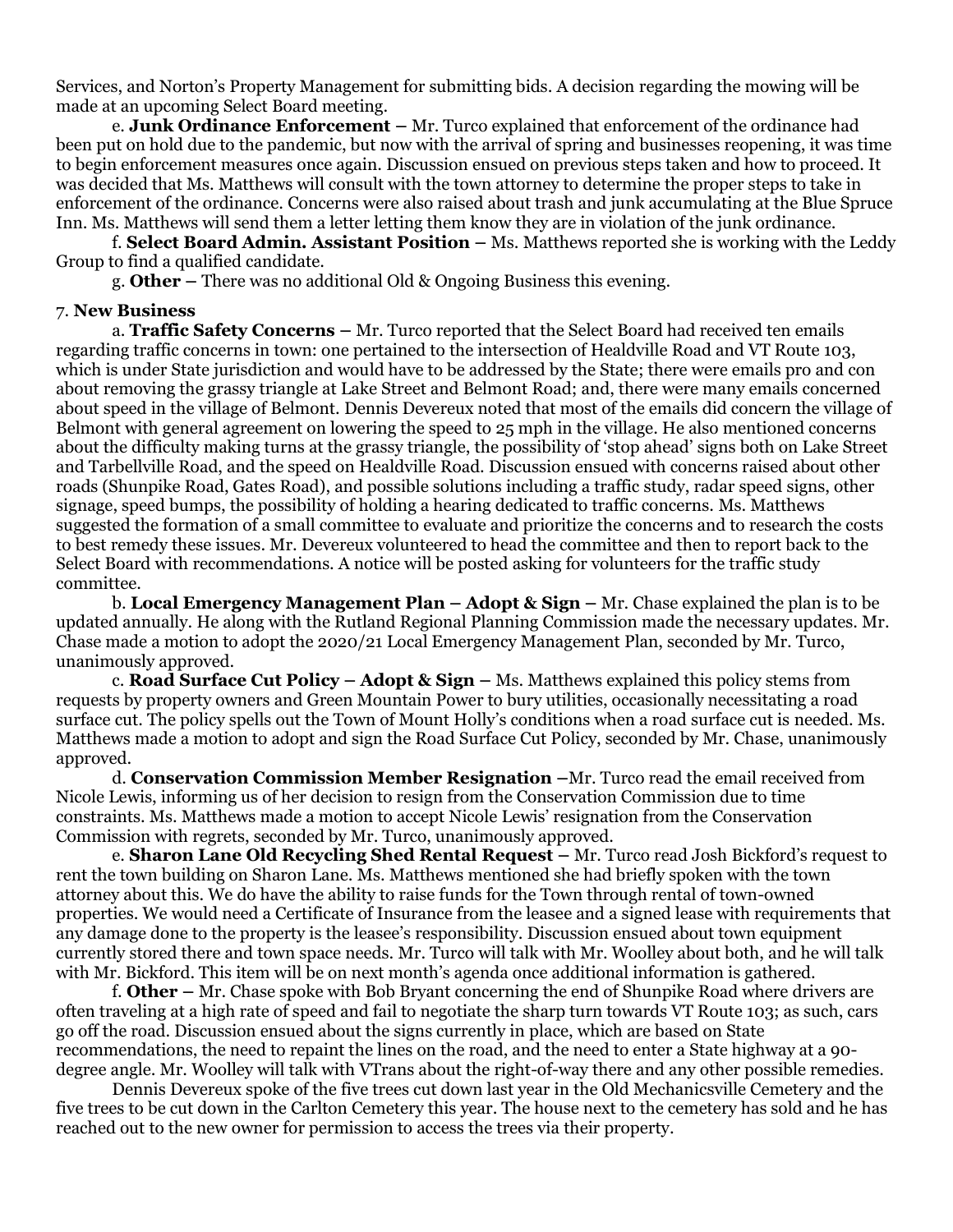Services, and Norton's Property Management for submitting bids. A decision regarding the mowing will be made at an upcoming Select Board meeting.

e. **Junk Ordinance Enforcement –** Mr. Turco explained that enforcement of the ordinance had been put on hold due to the pandemic, but now with the arrival of spring and businesses reopening, it was time to begin enforcement measures once again. Discussion ensued on previous steps taken and how to proceed. It was decided that Ms. Matthews will consult with the town attorney to determine the proper steps to take in enforcement of the ordinance. Concerns were also raised about trash and junk accumulating at the Blue Spruce Inn. Ms. Matthews will send them a letter letting them know they are in violation of the junk ordinance.

f. **Select Board Admin. Assistant Position –** Ms. Matthews reported she is working with the Leddy Group to find a qualified candidate.

g. **Other –** There was no additional Old & Ongoing Business this evening.

7. **New Business**

a. **Traffic Safety Concerns –** Mr. Turco reported that the Select Board had received ten emails regarding traffic concerns in town: one pertained to the intersection of Healdville Road and VT Route 103, which is under State jurisdiction and would have to be addressed by the State; there were emails pro and con about removing the grassy triangle at Lake Street and Belmont Road; and, there were many emails concerned about speed in the village of Belmont. Dennis Devereux noted that most of the emails did concern the village of Belmont with general agreement on lowering the speed to 25 mph in the village. He also mentioned concerns about the difficulty making turns at the grassy triangle, the possibility of 'stop ahead' signs both on Lake Street and Tarbellville Road, and the speed on Healdville Road. Discussion ensued with concerns raised about other roads (Shunpike Road, Gates Road), and possible solutions including a traffic study, radar speed signs, other signage, speed bumps, the possibility of holding a hearing dedicated to traffic concerns. Ms. Matthews suggested the formation of a small committee to evaluate and prioritize the concerns and to research the costs to best remedy these issues. Mr. Devereux volunteered to head the committee and then to report back to the Select Board with recommendations. A notice will be posted asking for volunteers for the traffic study committee.

b. **Local Emergency Management Plan – Adopt & Sign –** Mr. Chase explained the plan is to be updated annually. He along with the Rutland Regional Planning Commission made the necessary updates. Mr. Chase made a motion to adopt the 2020/21 Local Emergency Management Plan, seconded by Mr. Turco, unanimously approved.

c. **Road Surface Cut Policy – Adopt & Sign –** Ms. Matthews explained this policy stems from requests by property owners and Green Mountain Power to bury utilities, occasionally necessitating a road surface cut. The policy spells out the Town of Mount Holly's conditions when a road surface cut is needed. Ms. Matthews made a motion to adopt and sign the Road Surface Cut Policy, seconded by Mr. Chase, unanimously approved.

d. **Conservation Commission Member Resignation –**Mr. Turco read the email received from Nicole Lewis, informing us of her decision to resign from the Conservation Commission due to time constraints. Ms. Matthews made a motion to accept Nicole Lewis' resignation from the Conservation Commission with regrets, seconded by Mr. Turco, unanimously approved.

e. **Sharon Lane Old Recycling Shed Rental Request –** Mr. Turco read Josh Bickford's request to rent the town building on Sharon Lane. Ms. Matthews mentioned she had briefly spoken with the town attorney about this. We do have the ability to raise funds for the Town through rental of town-owned properties. We would need a Certificate of Insurance from the leasee and a signed lease with requirements that any damage done to the property is the leasee's responsibility. Discussion ensued about town equipment currently stored there and town space needs. Mr. Turco will talk with Mr. Woolley about both, and he will talk with Mr. Bickford. This item will be on next month's agenda once additional information is gathered.

f. **Other –** Mr. Chase spoke with Bob Bryant concerning the end of Shunpike Road where drivers are often traveling at a high rate of speed and fail to negotiate the sharp turn towards VT Route 103; as such, cars go off the road. Discussion ensued about the signs currently in place, which are based on State recommendations, the need to repaint the lines on the road, and the need to enter a State highway at a 90-degree angle. Mr. Woolley will talk with VTrans about the right-of-way there and any other possible remedies.

Dennis Devereux spoke of the five trees cut down last year in the Old Mechanicsville Cemetery and the five trees to be cut down in the Carlton Cemetery this year. The house next to the cemetery has sold and he has reached out to the new owner for permission to access the trees via their property.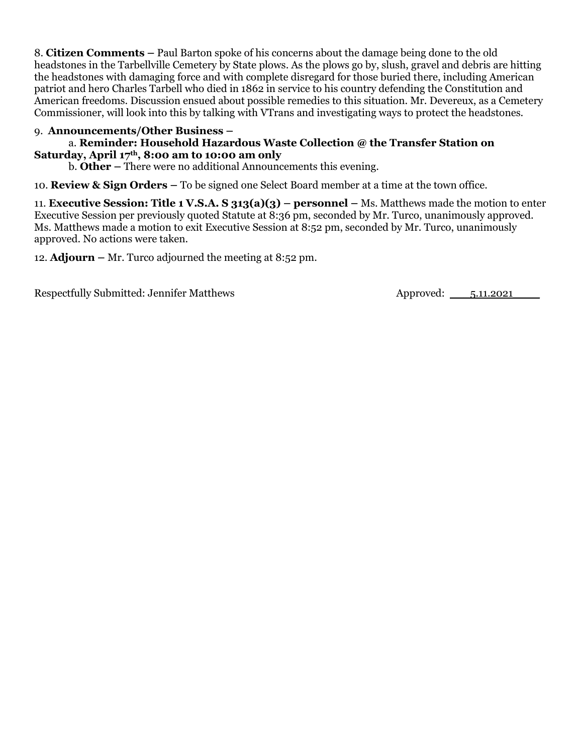8. **Citizen Comments –** Paul Barton spoke of his concerns about the damage being done to the old headstones in the Tarbellville Cemetery by State plows. As the plows go by, slush, gravel and debris are hitting the headstones with damaging force and with complete disregard for those buried there, including American patriot and hero Charles Tarbell who died in 1862 in service to his country defending the Constitution and American freedoms. Discussion ensued about possible remedies to this situation. Mr. Devereux, as a Cemetery Commissioner, will look into this by talking with VTrans and investigating ways to protect the headstones.

9. **Announcements/Other Business –**

a. **Reminder: Household Hazardous Waste Collection @ the Transfer Station on Saturday, April 17th, 8:00 am to 10:00 am only**

b. **Other –** There were no additional Announcements this evening.

10. **Review & Sign Orders –** To be signed one Select Board member at a time at the town office.

11. **Executive Session: Title 1 V.S.A. S 313(a)(3) – personnel –** Ms. Matthews made the motion to enter Executive Session per previously quoted Statute at 8:36 pm, seconded by Mr. Turco, unanimously approved. Ms. Matthews made a motion to exit Executive Session at 8:52 pm, seconded by Mr. Turco, unanimously approved. No actions were taken.

12. **Adjourn –** Mr. Turco adjourned the meeting at 8:52 pm.

Respectfully Submitted: Jennifer Matthews

Approved: 5.11.2021